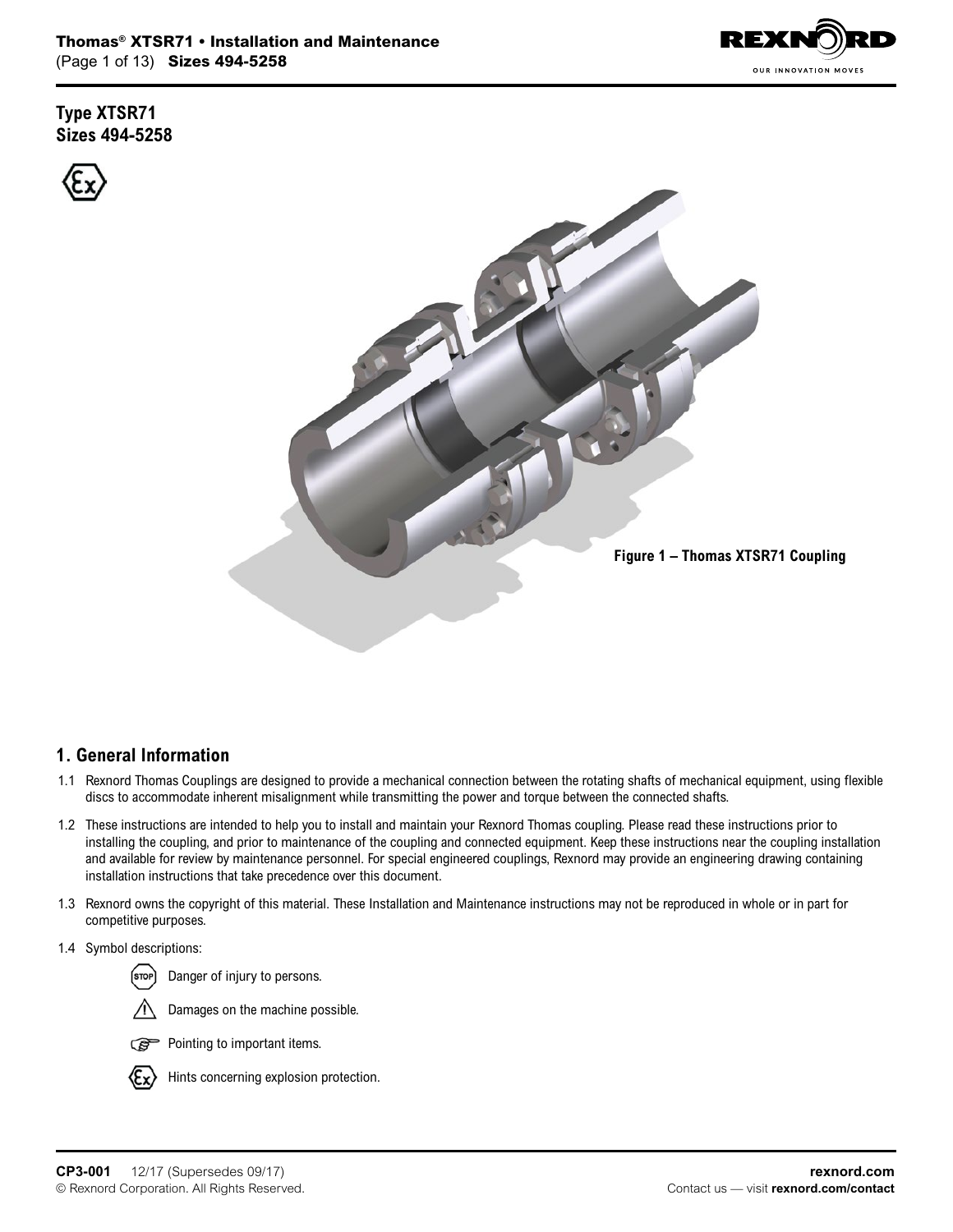# Type XTSR71
# Sizes 494-5258

Figure 1 – Thomas XTSR71 Coupling

## 1. General Information

1.1 Rexnord Thomas Couplings are designed to provide a mechanical connection between the rotating shafts of mechanical equipment, using flexible discs to accommodate inherent misalignment while transmitting the power and torque between the connected shafts.

1.2 These instructions are intended to help you to install and maintain your Rexnord Thomas coupling. Please read these instructions prior to installing the coupling, and prior to maintenance of the coupling and connected equipment. Keep these instructions near the coupling installation and available for review by maintenance personnel. For special engineered couplings, Rexnord may provide an engineering drawing containing installation instructions that take precedence over this document.

1.3 Rexnord owns the copyright of this material. These Installation and Maintenance instructions may not be reproduced in whole or in part for competitive purposes.

1.4 Symbol descriptions:

- STOP: Danger of injury to persons.
- ⚠: Damages on the machine possible.
- ☞: Pointing to important items.
- Ex: Hints concerning explosion protection.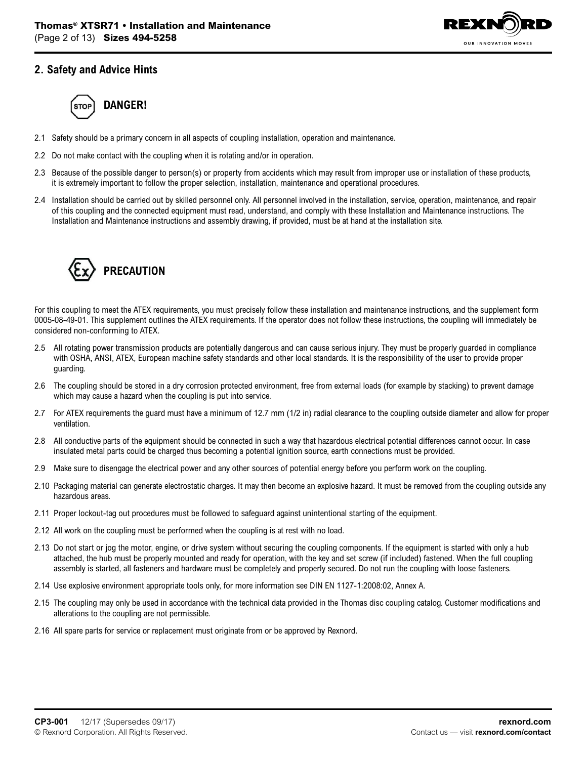## 2. Safety and Advice Hints

### DANGER!

2.1 Safety should be a primary concern in all aspects of coupling installation, operation and maintenance.

2.2 Do not make contact with the coupling when it is rotating and/or in operation.

2.3 Because of the possible danger to person(s) or property from accidents which may result from improper use or installation of these products, it is extremely important to follow the proper selection, installation, maintenance and operational procedures.

2.4 Installation should be carried out by skilled personnel only. All personnel involved in the installation, service, operation, maintenance, and repair of this coupling and the connected equipment must read, understand, and comply with these Installation and Maintenance instructions. The Installation and Maintenance instructions and assembly drawing, if provided, must be at hand at the installation site.

### PRECAUTION

For this coupling to meet the ATEX requirements, you must precisely follow these installation and maintenance instructions, and the supplement form 0005-08-49-01. This supplement outlines the ATEX requirements. If the operator does not follow these instructions, the coupling will immediately be considered non-conforming to ATEX.

2.5 All rotating power transmission products are potentially dangerous and can cause serious injury. They must be properly guarded in compliance with OSHA, ANSI, ATEX, European machine safety standards and other local standards. It is the responsibility of the user to provide proper guarding.

2.6 The coupling should be stored in a dry corrosion protected environment, free from external loads (for example by stacking) to prevent damage which may cause a hazard when the coupling is put into service.

2.7 For ATEX requirements the guard must have a minimum of 12.7 mm (1/2 in) radial clearance to the coupling outside diameter and allow for proper ventilation.

2.8 All conductive parts of the equipment should be connected in such a way that hazardous electrical potential differences cannot occur. In case insulated metal parts could be charged thus becoming a potential ignition source, earth connections must be provided.

2.9 Make sure to disengage the electrical power and any other sources of potential energy before you perform work on the coupling.

2.10 Packaging material can generate electrostatic charges. It may then become an explosive hazard. It must be removed from the coupling outside any hazardous areas.

2.11 Proper lockout-tag out procedures must be followed to safeguard against unintentional starting of the equipment.

2.12 All work on the coupling must be performed when the coupling is at rest with no load.

2.13 Do not start or jog the motor, engine, or drive system without securing the coupling components. If the equipment is started with only a hub attached, the hub must be properly mounted and ready for operation, with the key and set screw (if included) fastened. When the full coupling assembly is started, all fasteners and hardware must be completely and properly secured. Do not run the coupling with loose fasteners.

2.14 Use explosive environment appropriate tools only, for more information see DIN EN 1127-1:2008:02, Annex A.

2.15 The coupling may only be used in accordance with the technical data provided in the Thomas disc coupling catalog. Customer modifications and alterations to the coupling are not permissible.

2.16 All spare parts for service or replacement must originate from or be approved by Rexnord.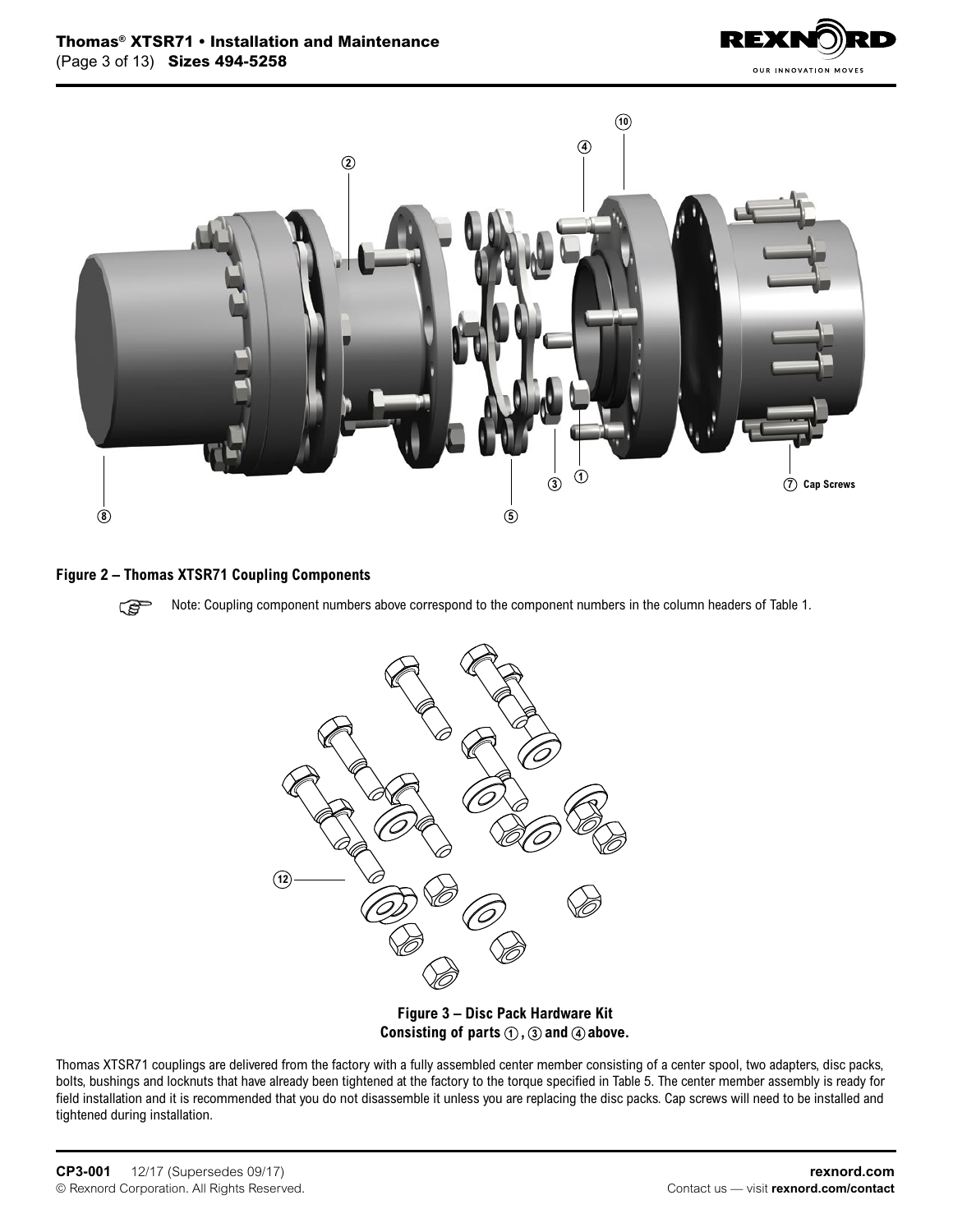**Figure 2 – Thomas XTSR71 Coupling Components**

Note: Coupling component numbers above correspond to the component numbers in the column headers of Table 1.

**Figure 3 – Disc Pack Hardware Kit**
**Consisting of parts ①, ③ and ④ above.**

Thomas XTSR71 couplings are delivered from the factory with a fully assembled center member consisting of a center spool, two adapters, disc packs, bolts, bushings and locknuts that have already been tightened at the factory to the torque specified in Table 5. The center member assembly is ready for field installation and it is recommended that you do not disassemble it unless you are replacing the disc packs. Cap screws will need to be installed and tightened during installation.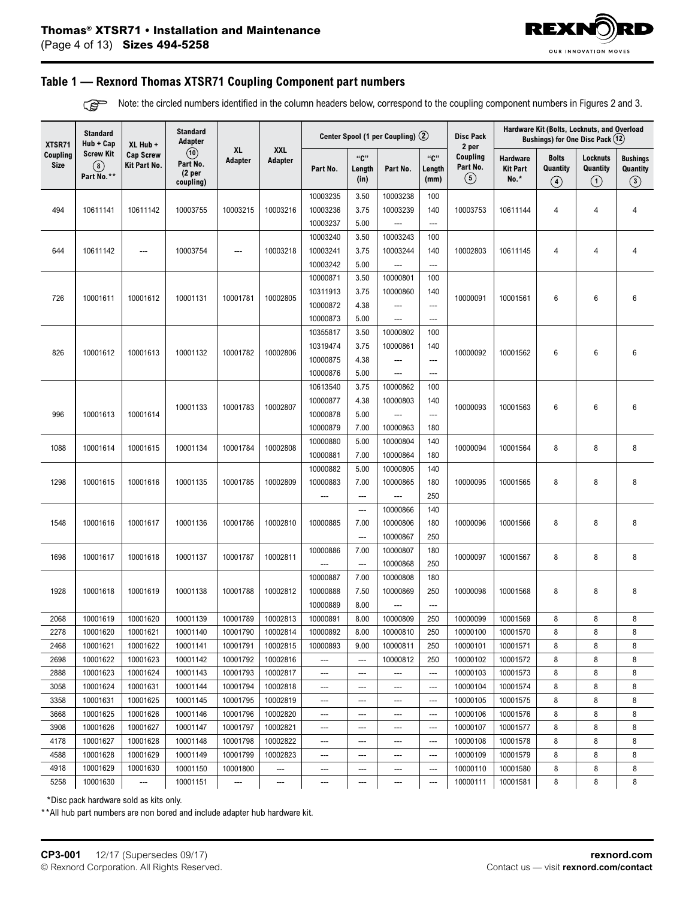## Table 1 — Rexnord Thomas XTSR71 Coupling Component part numbers

Note: the circled numbers identified in the column headers below, correspond to the coupling component numbers in Figures 2 and 3.

| XTSR71 Coupling Size | Standard Hub + Cap Screw Kit (8) Part No.** | XL Hub + Cap Screw Kit Part No. | Standard Adapter (10) Part No. (2 per coupling) | XL Adapter | XXL Adapter | Center Spool (1 per Coupling) (2) | | | | Disc Pack 2 per Coupling Part No. (5) | Hardware Kit (Bolts, Locknuts, and Overload Bushings) for One Disc Pack (12) | | | |
|---|---|---|---|---|---|---|---|---|---|---|---|---|---|---|
| | | | | | | Part No. | "C" Length (in) | Part No. | "C" Length (mm) | | Hardware Kit Part No.* | Bolts Quantity (4) | Locknuts Quantity (1) | Bushings Quantity (3) |
| 494 | 10611141 | 10611142 | 10003755 | 10003215 | 10003216 | 10003235<br>10003236<br>10003237 | 3.50<br>3.75<br>5.00 | 10003238<br>10003239<br>--- | 100<br>140<br>--- | 10003753 | 10611144 | 4 | 4 | 4 |
| 644 | 10611142 | --- | 10003754 | --- | 10003218 | 10003240<br>10003241<br>10003242 | 3.50<br>3.75<br>5.00 | 10003243<br>10003244<br>--- | 100<br>140<br>--- | 10002803 | 10611145 | 4 | 4 | 4 |
| 726 | 10001611 | 10001612 | 10001131 | 10001781 | 10002805 | 10000871<br>10311913<br>10000872<br>10000873 | 3.50<br>3.75<br>4.38<br>5.00 | 10000801<br>10000860<br>---<br>--- | 100<br>140<br>---<br>--- | 10000091 | 10001561 | 6 | 6 | 6 |
| 826 | 10001612 | 10001613 | 10001132 | 10001782 | 10002806 | 10355817<br>10319474<br>10000875<br>10000876 | 3.50<br>3.75<br>4.38<br>5.00 | 10000802<br>10000861<br>---<br>--- | 100<br>140<br>---<br>--- | 10000092 | 10001562 | 6 | 6 | 6 |
| 996 | 10001613 | 10001614 | 10001133 | 10001783 | 10002807 | 10613540<br>10000877<br>10000878<br>10000879 | 3.75<br>4.38<br>5.00<br>7.00 | 10000862<br>10000803<br>---<br>10000863 | 100<br>140<br>---<br>180 | 10000093 | 10001563 | 6 | 6 | 6 |
| 1088 | 10001614 | 10001615 | 10001134 | 10001784 | 10002808 | 10000880<br>10000881 | 5.00<br>7.00 | 10000804<br>10000864 | 140<br>180 | 10000094 | 10001564 | 8 | 8 | 8 |
| 1298 | 10001615 | 10001616 | 10001135 | 10001785 | 10002809 | 10000882<br>10000883<br>--- | 5.00<br>7.00<br>--- | 10000805<br>10000865<br>--- | 140<br>180<br>250 | 10000095 | 10001565 | 8 | 8 | 8 |
| 1548 | 10001616 | 10001617 | 10001136 | 10001786 | 10002810 | 10000885 | ---<br>7.00<br>--- | 10000866<br>10000806<br>10000867 | 140<br>180<br>250 | 10000096 | 10001566 | 8 | 8 | 8 |
| 1698 | 10001617 | 10001618 | 10001137 | 10001787 | 10002811 | 10000886<br>--- | 7.00<br>--- | 10000807<br>10000868 | 180<br>250 | 10000097 | 10001567 | 8 | 8 | 8 |
| 1928 | 10001618 | 10001619 | 10001138 | 10001788 | 10002812 | 10000887<br>10000888<br>10000889 | 7.00<br>7.50<br>8.00 | 10000808<br>10000869<br>--- | 180<br>250<br>--- | 10000098 | 10001568 | 8 | 8 | 8 |
| 2068 | 10001619 | 10001620 | 10001139 | 10001789 | 10002813 | 10000891 | 8.00 | 10000809 | 250 | 10000099 | 10001569 | 8 | 8 | 8 |
| 2278 | 10001620 | 10001621 | 10001140 | 10001790 | 10002814 | 10000892 | 8.00 | 10000810 | 250 | 10000100 | 10001570 | 8 | 8 | 8 |
| 2468 | 10001621 | 10001622 | 10001141 | 10001791 | 10002815 | 10000893 | 9.00 | 10000811 | 250 | 10000101 | 10001571 | 8 | 8 | 8 |
| 2698 | 10001622 | 10001623 | 10001142 | 10001792 | 10002816 | --- | --- | 10000812 | 250 | 10000102 | 10001572 | 8 | 8 | 8 |
| 2888 | 10001623 | 10001624 | 10001143 | 10001793 | 10002817 | --- | --- | --- | --- | 10000103 | 10001573 | 8 | 8 | 8 |
| 3058 | 10001624 | 10001631 | 10001144 | 10001794 | 10002818 | --- | --- | --- | --- | 10000104 | 10001574 | 8 | 8 | 8 |
| 3358 | 10001631 | 10001625 | 10001145 | 10001795 | 10002819 | --- | --- | --- | --- | 10000105 | 10001575 | 8 | 8 | 8 |
| 3668 | 10001625 | 10001626 | 10001146 | 10001796 | 10002820 | --- | --- | --- | --- | 10000106 | 10001576 | 8 | 8 | 8 |
| 3908 | 10001626 | 10001627 | 10001147 | 10001797 | 10002821 | --- | --- | --- | --- | 10000107 | 10001577 | 8 | 8 | 8 |
| 4178 | 10001627 | 10001628 | 10001148 | 10001798 | 10002822 | --- | --- | --- | --- | 10000108 | 10001578 | 8 | 8 | 8 |
| 4588 | 10001628 | 10001629 | 10001149 | 10001799 | 10002823 | --- | --- | --- | --- | 10000109 | 10001579 | 8 | 8 | 8 |
| 4918 | 10001629 | 10001630 | 10001150 | 10001800 | --- | --- | --- | --- | --- | 10000110 | 10001580 | 8 | 8 | 8 |
| 5258 | 10001630 | --- | 10001151 | --- | --- | --- | --- | --- | --- | 10000111 | 10001581 | 8 | 8 | 8 |

*Disc pack hardware sold as kits only.

**All hub part numbers are non bored and include adapter hub hardware kit.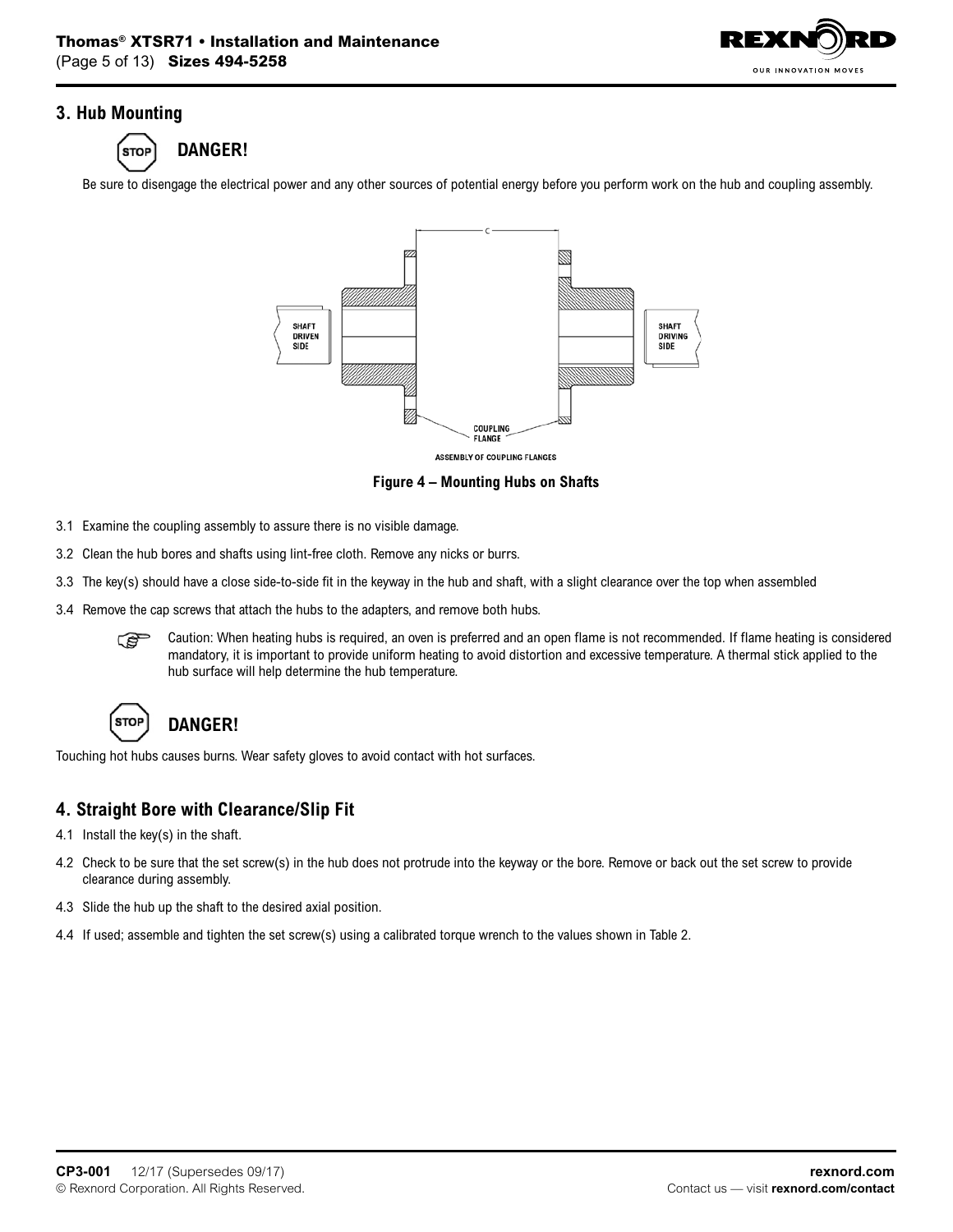## 3. Hub Mounting

**DANGER!**

Be sure to disengage the electrical power and any other sources of potential energy before you perform work on the hub and coupling assembly.

**Figure 4 – Mounting Hubs on Shafts**

3.1 Examine the coupling assembly to assure there is no visible damage.

3.2 Clean the hub bores and shafts using lint-free cloth. Remove any nicks or burrs.

3.3 The key(s) should have a close side-to-side fit in the keyway in the hub and shaft, with a slight clearance over the top when assembled

3.4 Remove the cap screws that attach the hubs to the adapters, and remove both hubs.

> Caution: When heating hubs is required, an oven is preferred and an open flame is not recommended. If flame heating is considered mandatory, it is important to provide uniform heating to avoid distortion and excessive temperature. A thermal stick applied to the hub surface will help determine the hub temperature.

**DANGER!**

Touching hot hubs causes burns. Wear safety gloves to avoid contact with hot surfaces.

## 4. Straight Bore with Clearance/Slip Fit

4.1 Install the key(s) in the shaft.

4.2 Check to be sure that the set screw(s) in the hub does not protrude into the keyway or the bore. Remove or back out the set screw to provide clearance during assembly.

4.3 Slide the hub up the shaft to the desired axial position.

4.4 If used; assemble and tighten the set screw(s) using a calibrated torque wrench to the values shown in Table 2.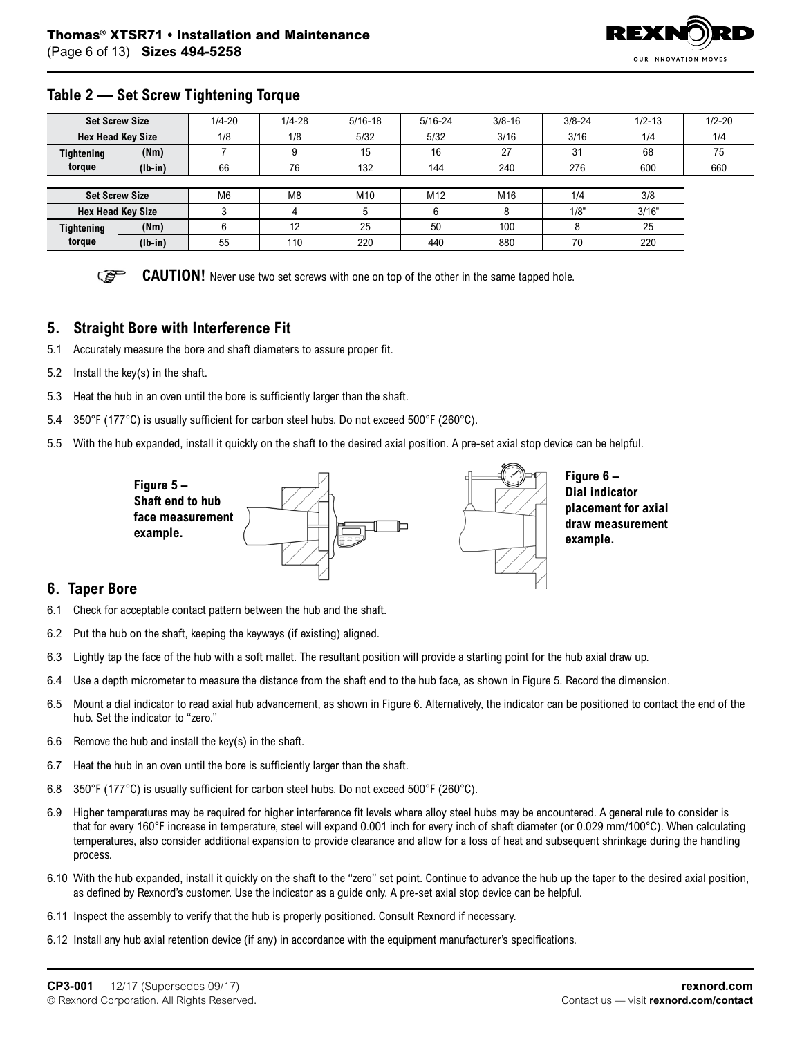## Table 2 — Set Screw Tightening Torque

| Set Screw Size | | 1/4-20 | 1/4-28 | 5/16-18 | 5/16-24 | 3/8-16 | 3/8-24 | 1/2-13 | 1/2-20 |
|---|---|---|---|---|---|---|---|---|---|
| Hex Head Key Size | | 1/8 | 1/8 | 5/32 | 5/32 | 3/16 | 3/16 | 1/4 | 1/4 |
| Tightening torque | (Nm) | 7 | 9 | 15 | 16 | 27 | 31 | 68 | 75 |
| | (lb-in) | 66 | 76 | 132 | 144 | 240 | 276 | 600 | 660 |

| Set Screw Size | | M6 | M8 | M10 | M12 | M16 | 1/4 | 3/8 |
|---|---|---|---|---|---|---|---|---|
| Hex Head Key Size | | 3 | 4 | 5 | 6 | 8 | 1/8" | 3/16" |
| Tightening torque | (Nm) | 6 | 12 | 25 | 50 | 100 | 8 | 25 |
| | (lb-in) | 55 | 110 | 220 | 440 | 880 | 70 | 220 |

**CAUTION!** Never use two set screws with one on top of the other in the same tapped hole.

## 5. Straight Bore with Interference Fit

5.1 Accurately measure the bore and shaft diameters to assure proper fit.

5.2 Install the key(s) in the shaft.

5.3 Heat the hub in an oven until the bore is sufficiently larger than the shaft.

5.4 350°F (177°C) is usually sufficient for carbon steel hubs. Do not exceed 500°F (260°C).

5.5 With the hub expanded, install it quickly on the shaft to the desired axial position. A pre-set axial stop device can be helpful.

**Figure 5 – Shaft end to hub face measurement example.**

**Figure 6 – Dial indicator placement for axial draw measurement example.**

## 6. Taper Bore

6.1 Check for acceptable contact pattern between the hub and the shaft.

6.2 Put the hub on the shaft, keeping the keyways (if existing) aligned.

6.3 Lightly tap the face of the hub with a soft mallet. The resultant position will provide a starting point for the hub axial draw up.

6.4 Use a depth micrometer to measure the distance from the shaft end to the hub face, as shown in Figure 5. Record the dimension.

6.5 Mount a dial indicator to read axial hub advancement, as shown in Figure 6. Alternatively, the indicator can be positioned to contact the end of the hub. Set the indicator to "zero."

6.6 Remove the hub and install the key(s) in the shaft.

6.7 Heat the hub in an oven until the bore is sufficiently larger than the shaft.

6.8 350°F (177°C) is usually sufficient for carbon steel hubs. Do not exceed 500°F (260°C).

6.9 Higher temperatures may be required for higher interference fit levels where alloy steel hubs may be encountered. A general rule to consider is that for every 160°F increase in temperature, steel will expand 0.001 inch for every inch of shaft diameter (or 0.029 mm/100°C). When calculating temperatures, also consider additional expansion to provide clearance and allow for a loss of heat and subsequent shrinkage during the handling process.

6.10 With the hub expanded, install it quickly on the shaft to the "zero" set point. Continue to advance the hub up the taper to the desired axial position, as defined by Rexnord's customer. Use the indicator as a guide only. A pre-set axial stop device can be helpful.

6.11 Inspect the assembly to verify that the hub is properly positioned. Consult Rexnord if necessary.

6.12 Install any hub axial retention device (if any) in accordance with the equipment manufacturer's specifications.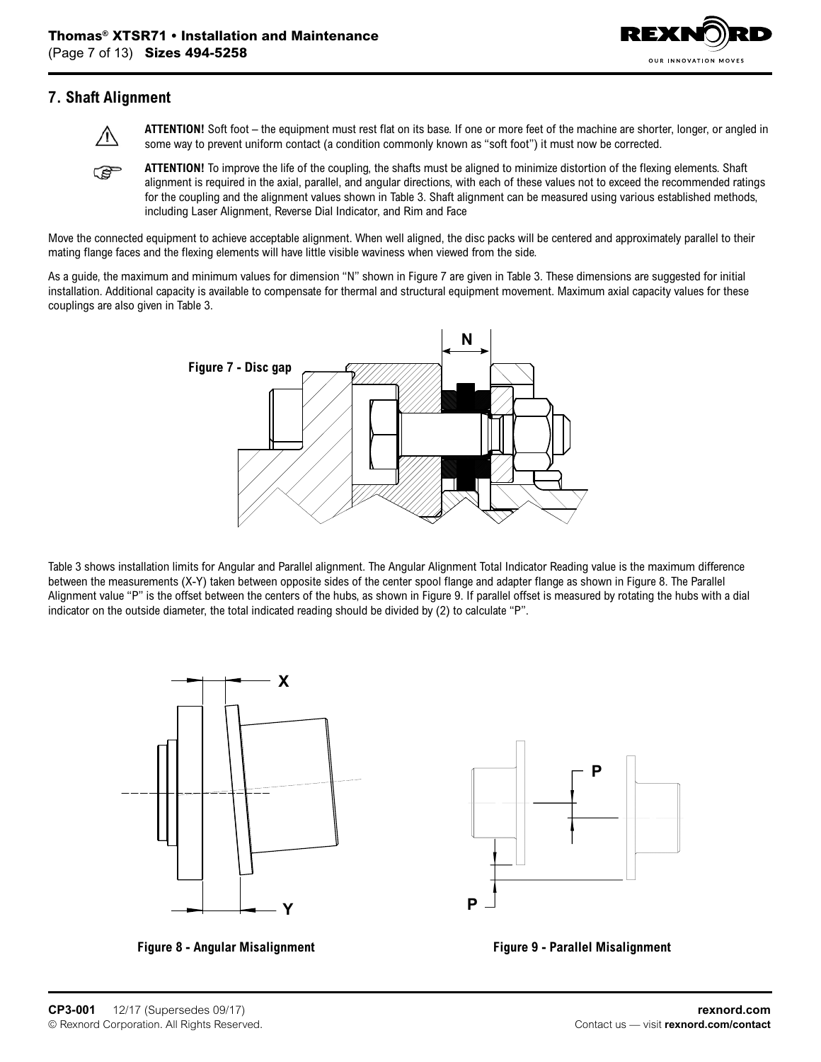## 7. Shaft Alignment

**ATTENTION!** Soft foot – the equipment must rest flat on its base. If one or more feet of the machine are shorter, longer, or angled in some way to prevent uniform contact (a condition commonly known as "soft foot") it must now be corrected.

**ATTENTION!** To improve the life of the coupling, the shafts must be aligned to minimize distortion of the flexing elements. Shaft alignment is required in the axial, parallel, and angular directions, with each of these values not to exceed the recommended ratings for the coupling and the alignment values shown in Table 3. Shaft alignment can be measured using various established methods, including Laser Alignment, Reverse Dial Indicator, and Rim and Face

Move the connected equipment to achieve acceptable alignment. When well aligned, the disc packs will be centered and approximately parallel to their mating flange faces and the flexing elements will have little visible waviness when viewed from the side.

As a guide, the maximum and minimum values for dimension "N" shown in Figure 7 are given in Table 3. These dimensions are suggested for initial installation. Additional capacity is available to compensate for thermal and structural equipment movement. Maximum axial capacity values for these couplings are also given in Table 3.

**Figure 7 - Disc gap**

Table 3 shows installation limits for Angular and Parallel alignment. The Angular Alignment Total Indicator Reading value is the maximum difference between the measurements (X-Y) taken between opposite sides of the center spool flange and adapter flange as shown in Figure 8. The Parallel Alignment value "P" is the offset between the centers of the hubs, as shown in Figure 9. If parallel offset is measured by rotating the hubs with a dial indicator on the outside diameter, the total indicated reading should be divided by (2) to calculate "P".

**Figure 8 - Angular Misalignment**

**Figure 9 - Parallel Misalignment**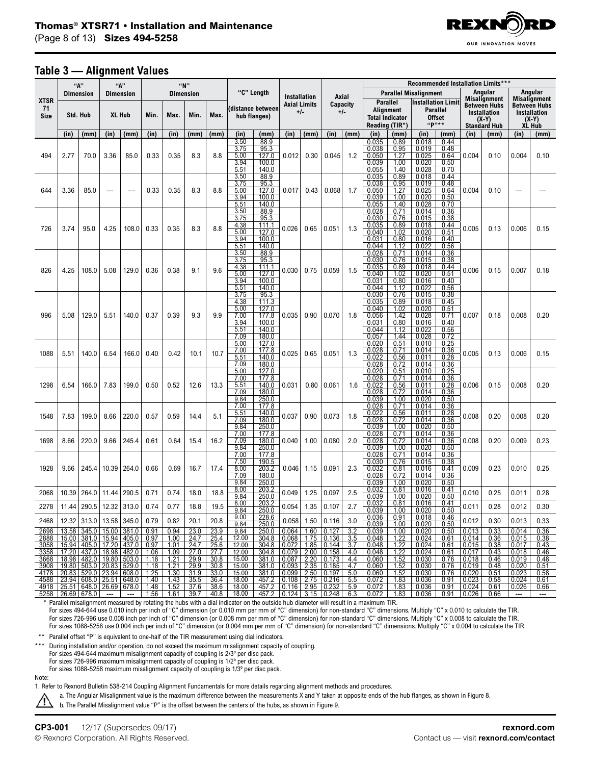## Table 3 — Alignment Values

| XTSR 71 Size | "A" Dimension Std. Hub | | "A" Dimension XL Hub | | "N" Dimension Min. | "N" Dimension Max. | "N" Dimension Min. | "N" Dimension Max. | "C" Length (distance between hub flanges) | | Installation Axial Limits +/- | | Axial Capacity +/- | | Recommended Installation Limits*** Parallel Misalignment: Parallel Alignment Total Indicator Reading (TIR*) | | Recommended Installation Limits*** Parallel Misalignment: Installation Limit Parallel Offset "P"** | | Recommended Installation Limits*** Angular Misalignment Between Hubs Installation (X-Y) Standard Hub | | Recommended Installation Limits*** Angular Misalignment Between Hubs Installation (X-Y) XL Hub | |
|---|---|---|---|---|---|---|---|---|---|---|---|---|---|---|---|---|---|---|---|---|---|---|
| | (in) | (mm) | (in) | (mm) | (in) | (in) | (mm) | (mm) | (in) | (mm) | (in) | (mm) | (in) | (mm) | (in) | (mm) | (in) | (mm) | (in) | (mm) | (in) | (mm) |
| 494 | 2.77 | 70.0 | 3.36 | 85.0 | 0.33 | 0.35 | 8.3 | 8.8 | 3.50 | 88.9 | 0.012 | 0.30 | 0.045 | 1.2 | 0.035 | 0.89 | 0.018 | 0.44 | 0.004 | 0.10 | 0.004 | 0.10 |
| | | | | | | | | | 3.75 | 95.3 | | | | | 0.038 | 0.95 | 0.019 | 0.48 | | | | |
| | | | | | | | | | 5.00 | 127.0 | | | | | 0.050 | 1.27 | 0.025 | 0.64 | | | | |
| | | | | | | | | | 3.94 | 100.0 | | | | | 0.039 | 1.00 | 0.020 | 0.50 | | | | |
| | | | | | | | | | 5.51 | 140.0 | | | | | 0.055 | 1.40 | 0.028 | 0.70 | | | | |
| 644 | 3.36 | 85.0 | --- | --- | 0.33 | 0.35 | 8.3 | 8.8 | 3.50 | 88.9 | 0.017 | 0.43 | 0.068 | 1.7 | 0.035 | 0.89 | 0.018 | 0.44 | 0.004 | 0.10 | --- | --- |
| | | | | | | | | | 3.75 | 95.3 | | | | | 0.038 | 0.95 | 0.019 | 0.48 | | | | |
| | | | | | | | | | 5.00 | 127.0 | | | | | 0.050 | 1.27 | 0.025 | 0.64 | | | | |
| | | | | | | | | | 3.94 | 100.0 | | | | | 0.039 | 1.00 | 0.020 | 0.50 | | | | |
| | | | | | | | | | 5.51 | 140.0 | | | | | 0.055 | 1.40 | 0.028 | 0.70 | | | | |
| 726 | 3.74 | 95.0 | 4.25 | 108.0 | 0.33 | 0.35 | 8.3 | 8.8 | 3.50 | 88.9 | 0.026 | 0.65 | 0.051 | 1.3 | 0.028 | 0.71 | 0.014 | 0.36 | 0.005 | 0.13 | 0.006 | 0.15 |
| | | | | | | | | | 3.75 | 95.3 | | | | | 0.030 | 0.76 | 0.015 | 0.38 | | | | |
| | | | | | | | | | 4.38 | 111.1 | | | | | 0.035 | 0.89 | 0.018 | 0.44 | | | | |
| | | | | | | | | | 5.00 | 127.0 | | | | | 0.040 | 1.02 | 0.020 | 0.51 | | | | |
| | | | | | | | | | 3.94 | 100.0 | | | | | 0.031 | 0.80 | 0.016 | 0.40 | | | | |
| | | | | | | | | | 5.51 | 140.0 | | | | | 0.044 | 1.12 | 0.022 | 0.56 | | | | |
| 826 | 4.25 | 108.0 | 5.08 | 129.0 | 0.36 | 0.38 | 9.1 | 9.6 | 3.50 | 88.9 | 0.030 | 0.75 | 0.059 | 1.5 | 0.028 | 0.71 | 0.014 | 0.36 | 0.006 | 0.15 | 0.007 | 0.18 |
| | | | | | | | | | 3.75 | 95.3 | | | | | 0.030 | 0.76 | 0.015 | 0.38 | | | | |
| | | | | | | | | | 4.38 | 111.1 | | | | | 0.035 | 0.89 | 0.018 | 0.44 | | | | |
| | | | | | | | | | 5.00 | 127.0 | | | | | 0.040 | 1.02 | 0.020 | 0.51 | | | | |
| | | | | | | | | | 3.94 | 100.0 | | | | | 0.031 | 0.80 | 0.016 | 0.40 | | | | |
| | | | | | | | | | 5.51 | 140.0 | | | | | 0.044 | 1.12 | 0.022 | 0.56 | | | | |
| 996 | 5.08 | 129.0 | 5.51 | 140.0 | 0.37 | 0.39 | 9.3 | 9.9 | 3.75 | 95.3 | 0.035 | 0.90 | 0.070 | 1.8 | 0.030 | 0.76 | 0.015 | 0.38 | 0.007 | 0.18 | 0.008 | 0.20 |
| | | | | | | | | | 4.38 | 111.3 | | | | | 0.035 | 0.89 | 0.018 | 0.45 | | | | |
| | | | | | | | | | 5.00 | 127.0 | | | | | 0.040 | 1.02 | 0.020 | 0.51 | | | | |
| | | | | | | | | | 7.00 | 177.8 | | | | | 0.056 | 1.42 | 0.028 | 0.71 | | | | |
| | | | | | | | | | 3.94 | 100.0 | | | | | 0.031 | 0.80 | 0.016 | 0.40 | | | | |
| | | | | | | | | | 5.51 | 140.0 | | | | | 0.044 | 1.12 | 0.022 | 0.56 | | | | |
| | | | | | | | | | 7.09 | 180.0 | | | | | 0.057 | 1.44 | 0.028 | 0.72 | | | | |
| 1088 | 5.51 | 140.0 | 6.54 | 166.0 | 0.40 | 0.42 | 10.1 | 10.7 | 5.00 | 127.0 | 0.025 | 0.65 | 0.051 | 1.3 | 0.020 | 0.51 | 0.010 | 0.25 | 0.005 | 0.13 | 0.006 | 0.15 |
| | | | | | | | | | 7.00 | 177.8 | | | | | 0.028 | 0.71 | 0.014 | 0.36 | | | | |
| | | | | | | | | | 5.51 | 140.0 | | | | | 0.022 | 0.56 | 0.011 | 0.28 | | | | |
| | | | | | | | | | 7.09 | 180.0 | | | | | 0.028 | 0.72 | 0.014 | 0.36 | | | | |
| 1298 | 6.54 | 166.0 | 7.83 | 199.0 | 0.50 | 0.52 | 12.6 | 13.3 | 5.00 | 127.0 | 0.031 | 0.80 | 0.061 | 1.6 | 0.020 | 0.51 | 0.010 | 0.25 | 0.006 | 0.15 | 0.008 | 0.20 |
| | | | | | | | | | 7.00 | 177.8 | | | | | 0.028 | 0.71 | 0.014 | 0.36 | | | | |
| | | | | | | | | | 5.51 | 140.0 | | | | | 0.022 | 0.56 | 0.011 | 0.28 | | | | |
| | | | | | | | | | 7.09 | 180.0 | | | | | 0.028 | 0.72 | 0.014 | 0.36 | | | | |
| | | | | | | | | | 9.84 | 250.0 | | | | | 0.039 | 1.00 | 0.020 | 0.50 | | | | |
| 1548 | 7.83 | 199.0 | 8.66 | 220.0 | 0.57 | 0.59 | 14.4 | 5.1 | 7.00 | 177.8 | 0.037 | 0.90 | 0.073 | 1.8 | 0.028 | 0.71 | 0.014 | 0.36 | 0.008 | 0.20 | 0.008 | 0.20 |
| | | | | | | | | | 5.51 | 140.0 | | | | | 0.022 | 0.56 | 0.011 | 0.28 | | | | |
| | | | | | | | | | 7.09 | 180.0 | | | | | 0.028 | 0.72 | 0.014 | 0.36 | | | | |
| | | | | | | | | | 9.84 | 250.0 | | | | | 0.039 | 1.00 | 0.020 | 0.50 | | | | |
| 1698 | 8.66 | 220.0 | 9.66 | 245.4 | 0.61 | 0.64 | 15.4 | 16.2 | 7.00 | 177.8 | 0.040 | 1.00 | 0.080 | 2.0 | 0.028 | 0.71 | 0.014 | 0.36 | 0.008 | 0.20 | 0.009 | 0.23 |
| | | | | | | | | | 7.09 | 180.0 | | | | | 0.028 | 0.72 | 0.014 | 0.36 | | | | |
| | | | | | | | | | 9.84 | 250.0 | | | | | 0.039 | 1.00 | 0.020 | 0.50 | | | | |
| 1928 | 9.66 | 245.4 | 10.39 | 264.0 | 0.66 | 0.69 | 16.7 | 17.4 | 7.00 | 177.8 | 0.046 | 1.15 | 0.091 | 2.3 | 0.028 | 0.71 | 0.014 | 0.36 | 0.009 | 0.23 | 0.010 | 0.25 |
| | | | | | | | | | 7.50 | 190.5 | | | | | 0.030 | 0.76 | 0.015 | 0.38 | | | | |
| | | | | | | | | | 8.00 | 203.2 | | | | | 0.032 | 0.81 | 0.016 | 0.41 | | | | |
| | | | | | | | | | 7.09 | 180.0 | | | | | 0.028 | 0.72 | 0.014 | 0.36 | | | | |
| | | | | | | | | | 9.84 | 250.0 | | | | | 0.039 | 1.00 | 0.020 | 0.50 | | | | |
| 2068 | 10.39 | 264.0 | 11.44 | 290.5 | 0.71 | 0.74 | 18.0 | 18.8 | 8.00 | 203.2 | 0.049 | 1.25 | 0.097 | 2.5 | 0.032 | 0.81 | 0.016 | 0.41 | 0.010 | 0.25 | 0.011 | 0.28 |
| | | | | | | | | | 9.84 | 250.0 | | | | | 0.039 | 1.00 | 0.020 | 0.50 | | | | |
| 2278 | 11.44 | 290.5 | 12.32 | 313.0 | 0.74 | 0.77 | 18.8 | 19.5 | 8.00 | 203.2 | 0.054 | 1.35 | 0.107 | 2.7 | 0.032 | 0.81 | 0.016 | 0.41 | 0.011 | 0.28 | 0.012 | 0.30 |
| | | | | | | | | | 9.84 | 250.0 | | | | | 0.039 | 1.00 | 0.020 | 0.50 | | | | |
| 2468 | 12.32 | 313.0 | 13.58 | 345.0 | 0.79 | 0.82 | 20.1 | 20.8 | 9.00 | 228.6 | 0.058 | 1.50 | 0.116 | 3.0 | 0.036 | 0.91 | 0.018 | 0.46 | 0.012 | 0.30 | 0.013 | 0.33 |
| | | | | | | | | | 9.84 | 250.0 | | | | | 0.039 | 1.00 | 0.020 | 0.50 | | | | |
| 2698 | 13.58 | 345.0 | 15.00 | 381.0 | 0.91 | 0.94 | 23.0 | 23.9 | 9.84 | 250.0 | 0.064 | 1.60 | 0.127 | 3.2 | 0.039 | 1.00 | 0.020 | 0.50 | 0.013 | 0.33 | 0.014 | 0.36 |
| 2888 | 15.00 | 381.0 | 15.94 | 405.0 | 0.97 | 1.00 | 24.7 | 25.4 | 12.00 | 304.8 | 0.068 | 1.75 | 0.136 | 3.5 | 0.048 | 1.22 | 0.024 | 0.61 | 0.014 | 0.36 | 0.015 | 0.38 |
| 3058 | 15.94 | 405.0 | 17.20 | 437.0 | 0.97 | 1.01 | 24.7 | 25.6 | 12.00 | 304.8 | 0.072 | 1.85 | 0.144 | 3.7 | 0.048 | 1.22 | 0.024 | 0.61 | 0.015 | 0.38 | 0.017 | 0.43 |
| 3358 | 17.20 | 437.0 | 18.98 | 482.0 | 1.06 | 1.09 | 27.0 | 27.7 | 12.00 | 304.8 | 0.079 | 2.00 | 0.158 | 4.0 | 0.048 | 1.22 | 0.024 | 0.61 | 0.017 | 0.43 | 0.018 | 0.46 |
| 3668 | 18.98 | 482.0 | 19.80 | 503.0 | 1.18 | 1.21 | 29.9 | 30.8 | 15.00 | 381.0 | 0.087 | 2.20 | 0.173 | 4.4 | 0.060 | 1.52 | 0.030 | 0.76 | 0.018 | 0.46 | 0.019 | 0.48 |
| 3908 | 19.80 | 503.0 | 20.83 | 529.0 | 1.18 | 1.21 | 29.9 | 30.8 | 15.00 | 381.0 | 0.093 | 2.35 | 0.185 | 4.7 | 0.060 | 1.52 | 0.030 | 0.76 | 0.019 | 0.48 | 0.020 | 0.51 |
| 4178 | 20.83 | 529.0 | 23.94 | 608.0 | 1.25 | 1.30 | 31.9 | 33.0 | 15.00 | 381.0 | 0.099 | 2.50 | 0.197 | 5.0 | 0.060 | 1.52 | 0.030 | 0.76 | 0.020 | 0.51 | 0.023 | 0.58 |
| 4588 | 23.94 | 608.0 | 25.51 | 648.0 | 1.40 | 1.43 | 35.5 | 36.4 | 18.00 | 457.2 | 0.108 | 2.75 | 0.216 | 5.5 | 0.072 | 1.83 | 0.036 | 0.91 | 0.023 | 0.58 | 0.024 | 0.61 |
| 4918 | 25.51 | 648.0 | 26.69 | 678.0 | 1.48 | 1.52 | 37.6 | 38.6 | 18.00 | 457.2 | 0.116 | 2.95 | 0.232 | 5.9 | 0.072 | 1.83 | 0.036 | 0.91 | 0.024 | 0.61 | 0.026 | 0.66 |
| 5258 | 26.69 | 678.0 | --- | --- | 1.56 | 1.61 | 39.7 | 40.8 | 18.00 | 457.2 | 0.124 | 3.15 | 0.248 | 6.3 | 0.072 | 1.83 | 0.036 | 0.91 | 0.026 | 0.66 | --- | --- |

\* Parallel misalignment measured by rotating the hubs with a dial indicator on the outside hub diameter will result in a maximum TIR.
For sizes 494-644 use 0.010 inch per inch of "C" dimension (or 0.010 mm per mm of "C" dimension) for non-standard "C" dimensions. Multiply "C" x 0.010 to calculate the TIR.
For sizes 726-996 use 0.008 inch per inch of "C" dimension (or 0.008 mm per mm of "C" dimension) for non-standard "C" dimensions. Multiply "C" x 0.008 to calculate the TIR.
For sizes 1088-5258 use 0.004 inch per inch of "C" dimension (or 0.004 mm per mm of "C" dimension) for non-standard "C" dimensions. Multiply "C" x 0.004 to calculate the TIR.

\*\* Parallel offset "P" is equivalent to one-half of the TIR measurement using dial indicators.

\*\*\* During installation and/or operation, do not exceed the maximum misalignment capacity of coupling.
For sizes 494-644 maximum misalignment capacity of coupling is 2/3° per disc pack.
For sizes 726-996 maximum misalignment capacity of coupling is 1/2° per disc pack.
For sizes 1088-5258 maximum misalignment capacity of coupling is 1/3° per disc pack.

Note:

1. Refer to Rexnord Bulletin 538-214 Coupling Alignment Fundamentals for more details regarding alignment methods and procedures.

a. The Angular Misalignment value is the maximum difference between the measurements X and Y taken at opposite ends of the hub flanges, as shown in Figure 8.

b. The Parallel Misalignment value "P" is the offset between the centers of the hubs, as shown in Figure 9.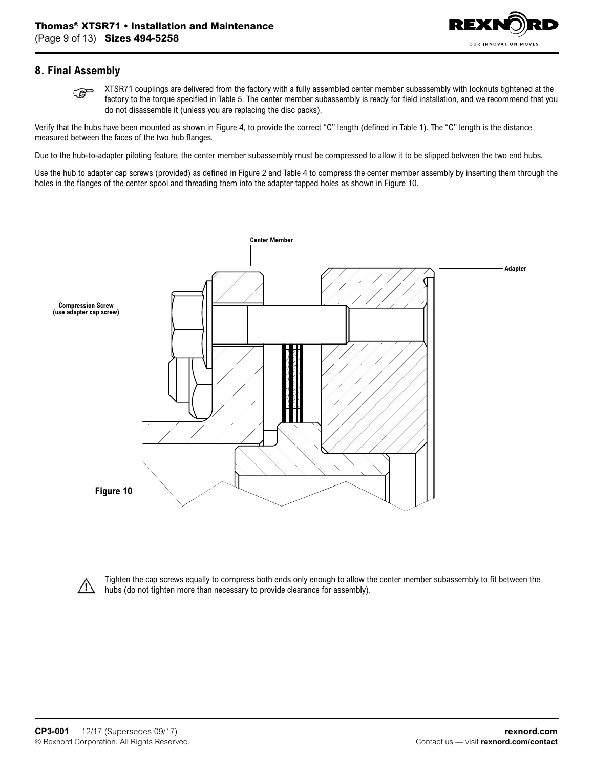## 8. Final Assembly

XTSR71 couplings are delivered from the factory with a fully assembled center member subassembly with locknuts tightened at the factory to the torque specified in Table 5. The center member subassembly is ready for field installation, and we recommend that you do not disassemble it (unless you are replacing the disc packs).

Verify that the hubs have been mounted as shown in Figure 4, to provide the correct "C" length (defined in Table 1). The "C" length is the distance measured between the faces of the two hub flanges.

Due to the hub-to-adapter piloting feature, the center member subassembly must be compressed to allow it to be slipped between the two end hubs.

Use the hub to adapter cap screws (provided) as defined in Figure 2 and Table 4 to compress the center member assembly by inserting them through the holes in the flanges of the center spool and threading them into the adapter tapped holes as shown in Figure 10.

Center Member

Adapter

Compression Screw
(use adapter cap screw)

Figure 10

Tighten the cap screws equally to compress both ends only enough to allow the center member subassembly to fit between the hubs (do not tighten more than necessary to provide clearance for assembly).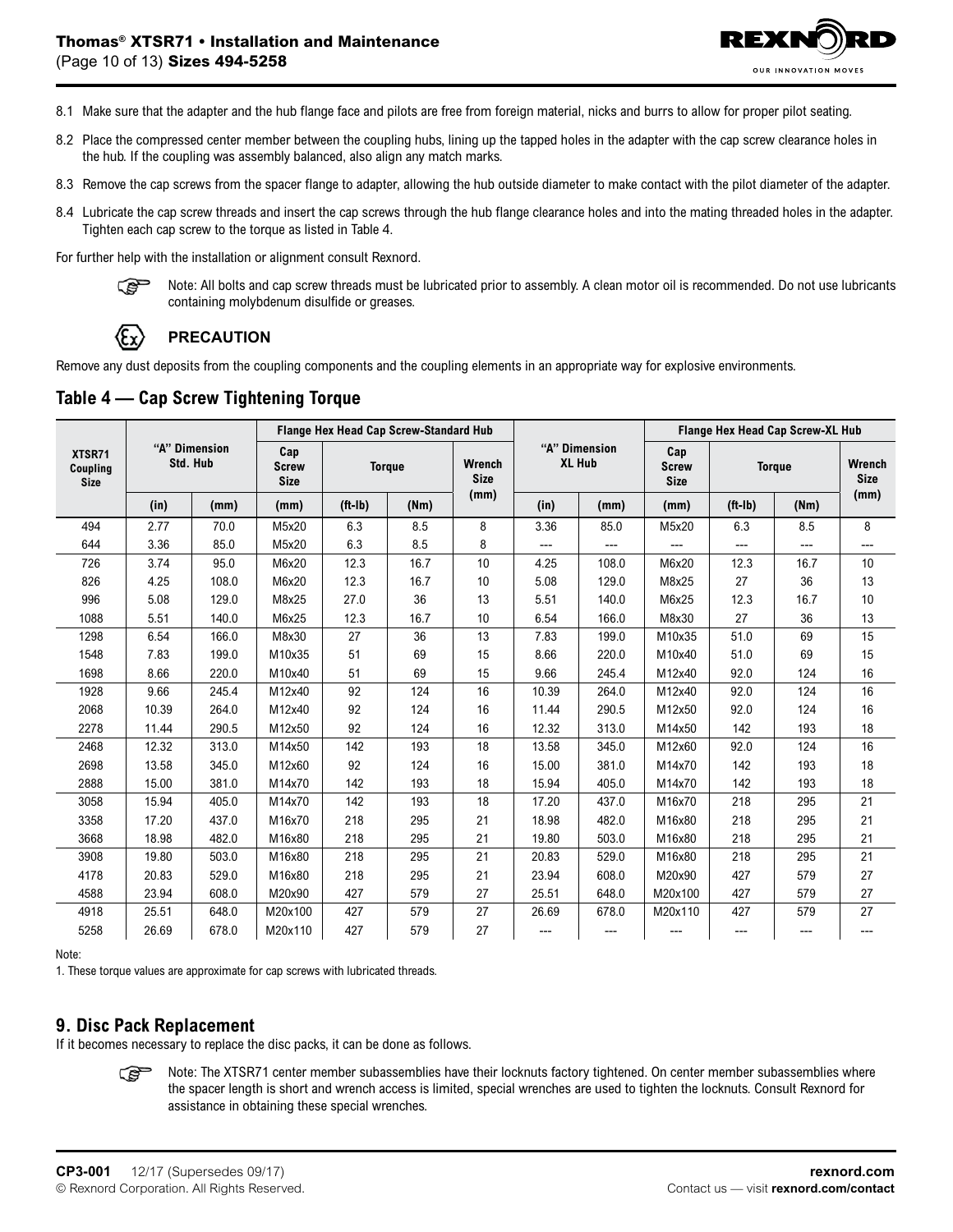8.1 Make sure that the adapter and the hub flange face and pilots are free from foreign material, nicks and burrs to allow for proper pilot seating.

8.2 Place the compressed center member between the coupling hubs, lining up the tapped holes in the adapter with the cap screw clearance holes in the hub. If the coupling was assembly balanced, also align any match marks.

8.3 Remove the cap screws from the spacer flange to adapter, allowing the hub outside diameter to make contact with the pilot diameter of the adapter.

8.4 Lubricate the cap screw threads and insert the cap screws through the hub flange clearance holes and into the mating threaded holes in the adapter. Tighten each cap screw to the torque as listed in Table 4.

For further help with the installation or alignment consult Rexnord.

Note: All bolts and cap screw threads must be lubricated prior to assembly. A clean motor oil is recommended. Do not use lubricants containing molybdenum disulfide or greases.

**PRECAUTION**

Remove any dust deposits from the coupling components and the coupling elements in an appropriate way for explosive environments.

## Table 4 — Cap Screw Tightening Torque

| XTSR71 Coupling Size | "A" Dimension Std. Hub | | Flange Hex Head Cap Screw-Standard Hub | | | | "A" Dimension XL Hub | | Flange Hex Head Cap Screw-XL Hub | | | |
|---|---|---|---|---|---|---|---|---|---|---|---|---|
| | | | Cap Screw Size | Torque | | Wrench Size | | | Cap Screw Size | Torque | | Wrench Size |
| | (in) | (mm) | (mm) | (ft-lb) | (Nm) | (mm) | (in) | (mm) | (mm) | (ft-lb) | (Nm) | (mm) |
| 494 | 2.77 | 70.0 | M5x20 | 6.3 | 8.5 | 8 | 3.36 | 85.0 | M5x20 | 6.3 | 8.5 | 8 |
| 644 | 3.36 | 85.0 | M5x20 | 6.3 | 8.5 | 8 | --- | --- | --- | --- | --- | --- |
| 726 | 3.74 | 95.0 | M6x20 | 12.3 | 16.7 | 10 | 4.25 | 108.0 | M6x20 | 12.3 | 16.7 | 10 |
| 826 | 4.25 | 108.0 | M6x20 | 12.3 | 16.7 | 10 | 5.08 | 129.0 | M8x25 | 27 | 36 | 13 |
| 996 | 5.08 | 129.0 | M8x25 | 27.0 | 36 | 13 | 5.51 | 140.0 | M6x25 | 12.3 | 16.7 | 10 |
| 1088 | 5.51 | 140.0 | M6x25 | 12.3 | 16.7 | 10 | 6.54 | 166.0 | M8x30 | 27 | 36 | 13 |
| 1298 | 6.54 | 166.0 | M8x30 | 27 | 36 | 13 | 7.83 | 199.0 | M10x35 | 51.0 | 69 | 15 |
| 1548 | 7.83 | 199.0 | M10x35 | 51 | 69 | 15 | 8.66 | 220.0 | M10x40 | 51.0 | 69 | 15 |
| 1698 | 8.66 | 220.0 | M10x40 | 51 | 69 | 15 | 9.66 | 245.4 | M12x40 | 92.0 | 124 | 16 |
| 1928 | 9.66 | 245.4 | M12x40 | 92 | 124 | 16 | 10.39 | 264.0 | M12x40 | 92.0 | 124 | 16 |
| 2068 | 10.39 | 264.0 | M12x40 | 92 | 124 | 16 | 11.44 | 290.5 | M12x50 | 92.0 | 124 | 16 |
| 2278 | 11.44 | 290.5 | M12x50 | 92 | 124 | 16 | 12.32 | 313.0 | M14x50 | 142 | 193 | 18 |
| 2468 | 12.32 | 313.0 | M14x50 | 142 | 193 | 18 | 13.58 | 345.0 | M12x60 | 92.0 | 124 | 16 |
| 2698 | 13.58 | 345.0 | M12x60 | 92 | 124 | 16 | 15.00 | 381.0 | M14x70 | 142 | 193 | 18 |
| 2888 | 15.00 | 381.0 | M14x70 | 142 | 193 | 18 | 15.94 | 405.0 | M14x70 | 142 | 193 | 18 |
| 3058 | 15.94 | 405.0 | M14x70 | 142 | 193 | 18 | 17.20 | 437.0 | M16x70 | 218 | 295 | 21 |
| 3358 | 17.20 | 437.0 | M16x70 | 218 | 295 | 21 | 18.98 | 482.0 | M16x80 | 218 | 295 | 21 |
| 3668 | 18.98 | 482.0 | M16x80 | 218 | 295 | 21 | 19.80 | 503.0 | M16x80 | 218 | 295 | 21 |
| 3908 | 19.80 | 503.0 | M16x80 | 218 | 295 | 21 | 20.83 | 529.0 | M16x80 | 218 | 295 | 21 |
| 4178 | 20.83 | 529.0 | M16x80 | 218 | 295 | 21 | 23.94 | 608.0 | M20x90 | 427 | 579 | 27 |
| 4588 | 23.94 | 608.0 | M20x90 | 427 | 579 | 27 | 25.51 | 648.0 | M20x100 | 427 | 579 | 27 |
| 4918 | 25.51 | 648.0 | M20x100 | 427 | 579 | 27 | 26.69 | 678.0 | M20x110 | 427 | 579 | 27 |
| 5258 | 26.69 | 678.0 | M20x110 | 427 | 579 | 27 | --- | --- | --- | --- | --- | --- |

Note:

1. These torque values are approximate for cap screws with lubricated threads.

## 9. Disc Pack Replacement

If it becomes necessary to replace the disc packs, it can be done as follows.

Note: The XTSR71 center member subassemblies have their locknuts factory tightened. On center member subassemblies where the spacer length is short and wrench access is limited, special wrenches are used to tighten the locknuts. Consult Rexnord for assistance in obtaining these special wrenches.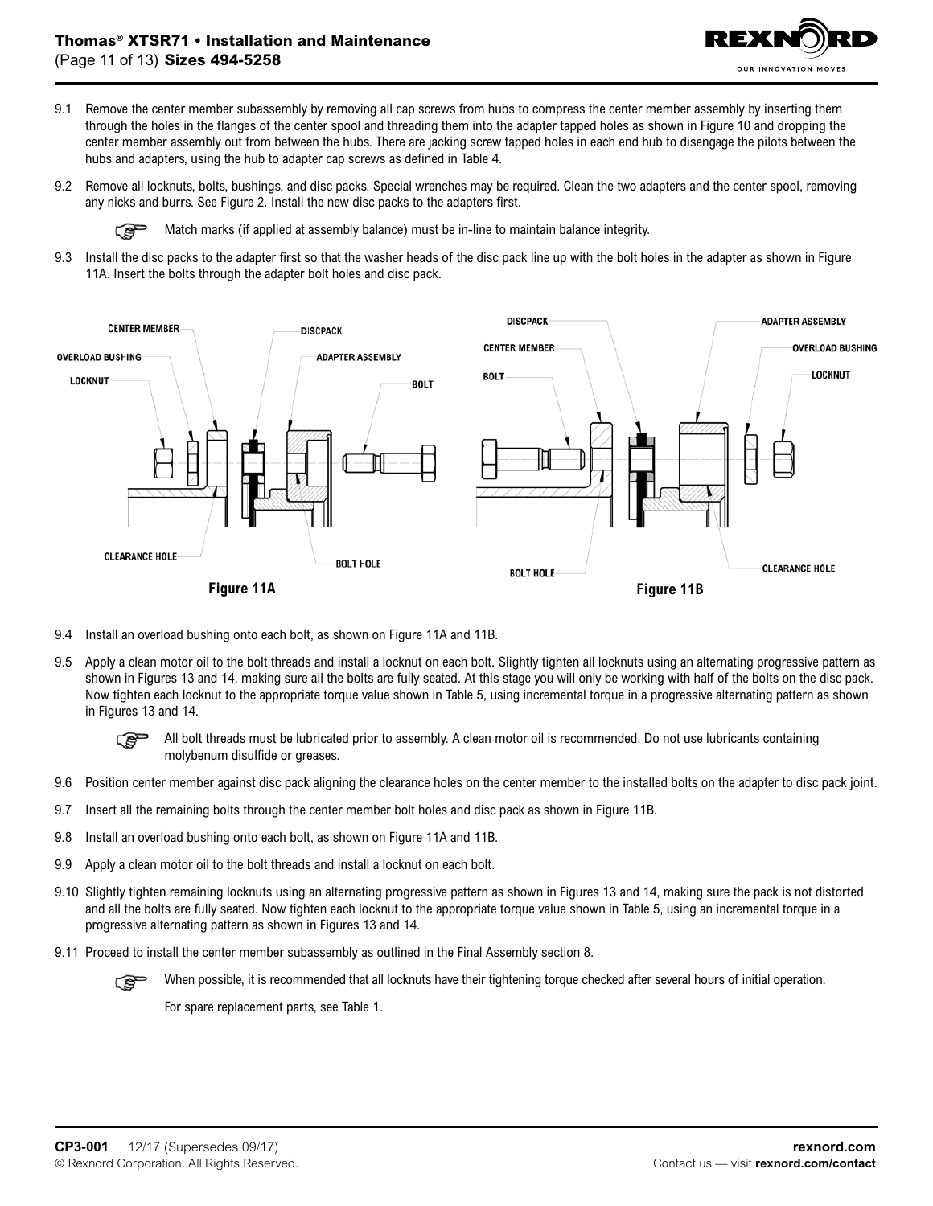9.1 Remove the center member subassembly by removing all cap screws from hubs to compress the center member assembly by inserting them through the holes in the flanges of the center spool and threading them into the adapter tapped holes as shown in Figure 10 and dropping the center member assembly out from between the hubs. There are jacking screw tapped holes in each end hub to disengage the pilots between the hubs and adapters, using the hub to adapter cap screws as defined in Table 4.

9.2 Remove all locknuts, bolts, bushings, and disc packs. Special wrenches may be required. Clean the two adapters and the center spool, removing any nicks and burrs. See Figure 2. Install the new disc packs to the adapters first.

> ☞ Match marks (if applied at assembly balance) must be in-line to maintain balance integrity.

9.3 Install the disc packs to the adapter first so that the washer heads of the disc pack line up with the bolt holes in the adapter as shown in Figure 11A. Insert the bolts through the adapter bolt holes and disc pack.

CENTER MEMBER, OVERLOAD BUSHING, LOCKNUT, DISCPACK, ADAPTER ASSEMBLY, BOLT, CLEARANCE HOLE, BOLT HOLE

**Figure 11A**

DISCPACK, CENTER MEMBER, BOLT, ADAPTER ASSEMBLY, OVERLOAD BUSHING, LOCKNUT, BOLT HOLE, CLEARANCE HOLE

**Figure 11B**

9.4 Install an overload bushing onto each bolt, as shown on Figure 11A and 11B.

9.5 Apply a clean motor oil to the bolt threads and install a locknut on each bolt. Slightly tighten all locknuts using an alternating progressive pattern as shown in Figures 13 and 14, making sure all the bolts are fully seated. At this stage you will only be working with half of the bolts on the disc pack. Now tighten each locknut to the appropriate torque value shown in Table 5, using incremental torque in a progressive alternating pattern as shown in Figures 13 and 14.

> ☞ All bolt threads must be lubricated prior to assembly. A clean motor oil is recommended. Do not use lubricants containing molybenum disulfide or greases.

9.6 Position center member against disc pack aligning the clearance holes on the center member to the installed bolts on the adapter to disc pack joint.

9.7 Insert all the remaining bolts through the center member bolt holes and disc pack as shown in Figure 11B.

9.8 Install an overload bushing onto each bolt, as shown on Figure 11A and 11B.

9.9 Apply a clean motor oil to the bolt threads and install a locknut on each bolt.

9.10 Slightly tighten remaining locknuts using an alternating progressive pattern as shown in Figures 13 and 14, making sure the pack is not distorted and all the bolts are fully seated. Now tighten each locknut to the appropriate torque value shown in Table 5, using an incremental torque in a progressive alternating pattern as shown in Figures 13 and 14.

9.11 Proceed to install the center member subassembly as outlined in the Final Assembly section 8.

> ☞ When possible, it is recommended that all locknuts have their tightening torque checked after several hours of initial operation.
>
> For spare replacement parts, see Table 1.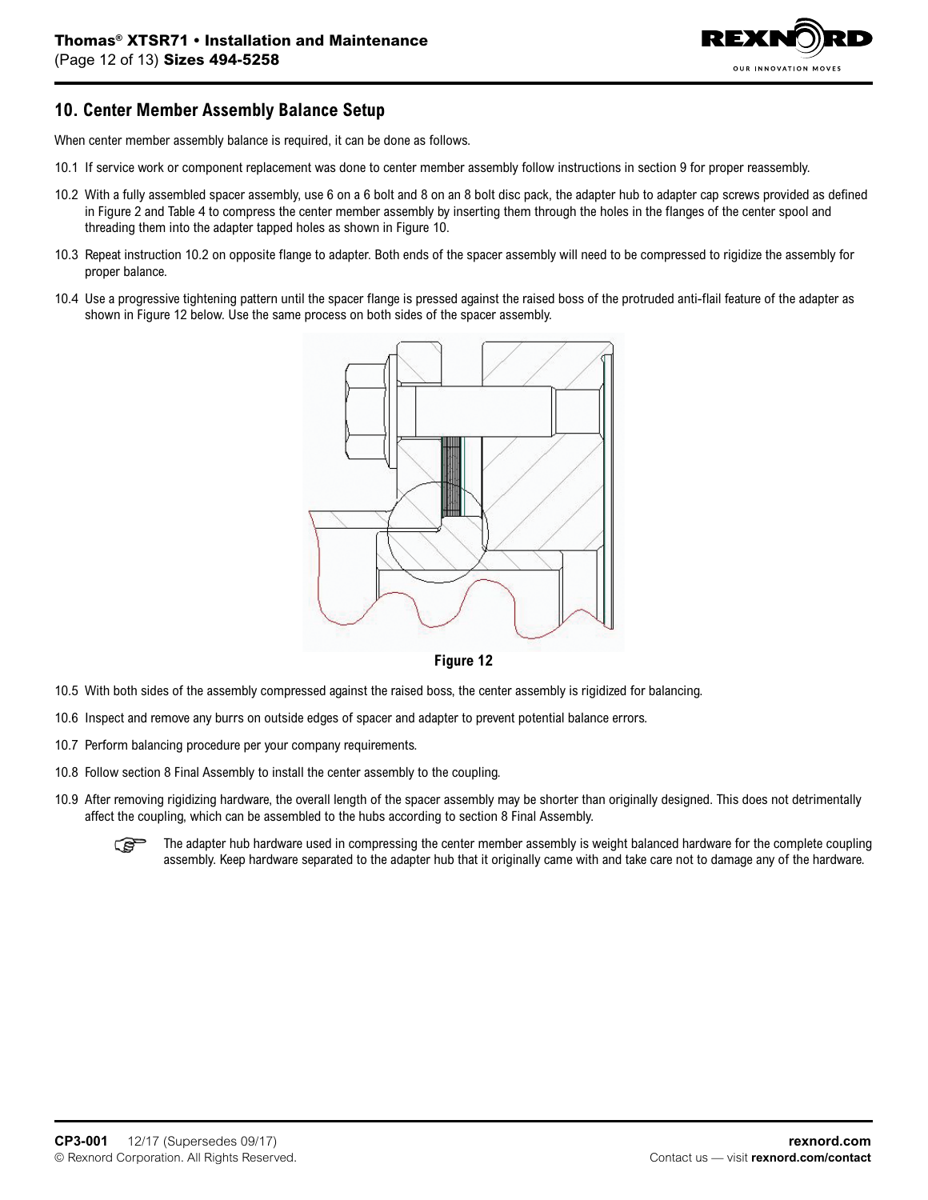## 10. Center Member Assembly Balance Setup

When center member assembly balance is required, it can be done as follows.

10.1 If service work or component replacement was done to center member assembly follow instructions in section 9 for proper reassembly.

10.2 With a fully assembled spacer assembly, use 6 on a 6 bolt and 8 on an 8 bolt disc pack, the adapter hub to adapter cap screws provided as defined in Figure 2 and Table 4 to compress the center member assembly by inserting them through the holes in the flanges of the center spool and threading them into the adapter tapped holes as shown in Figure 10.

10.3 Repeat instruction 10.2 on opposite flange to adapter. Both ends of the spacer assembly will need to be compressed to rigidize the assembly for proper balance.

10.4 Use a progressive tightening pattern until the spacer flange is pressed against the raised boss of the protruded anti-flail feature of the adapter as shown in Figure 12 below. Use the same process on both sides of the spacer assembly.

**Figure 12**

10.5 With both sides of the assembly compressed against the raised boss, the center assembly is rigidized for balancing.

10.6 Inspect and remove any burrs on outside edges of spacer and adapter to prevent potential balance errors.

10.7 Perform balancing procedure per your company requirements.

10.8 Follow section 8 Final Assembly to install the center assembly to the coupling.

10.9 After removing rigidizing hardware, the overall length of the spacer assembly may be shorter than originally designed. This does not detrimentally affect the coupling, which can be assembled to the hubs according to section 8 Final Assembly.

☞ The adapter hub hardware used in compressing the center member assembly is weight balanced hardware for the complete coupling assembly. Keep hardware separated to the adapter hub that it originally came with and take care not to damage any of the hardware.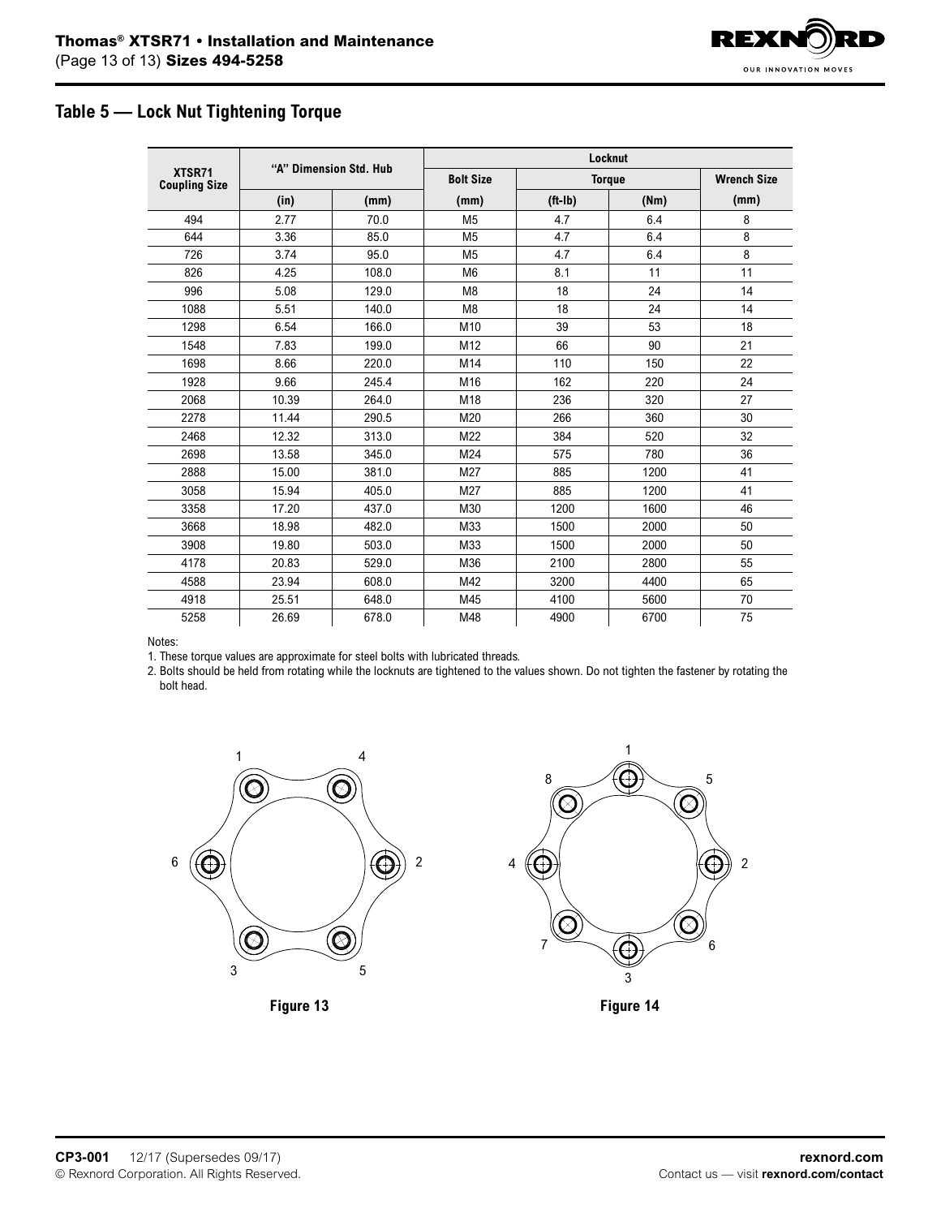## Table 5 — Lock Nut Tightening Torque

| XTSR71 Coupling Size | "A" Dimension Std. Hub | | Locknut | | | |
|---|---|---|---|---|---|---|
| | | | Bolt Size | Torque | | Wrench Size |
| | (in) | (mm) | (mm) | (ft-lb) | (Nm) | (mm) |
| 494 | 2.77 | 70.0 | M5 | 4.7 | 6.4 | 8 |
| 644 | 3.36 | 85.0 | M5 | 4.7 | 6.4 | 8 |
| 726 | 3.74 | 95.0 | M5 | 4.7 | 6.4 | 8 |
| 826 | 4.25 | 108.0 | M6 | 8.1 | 11 | 11 |
| 996 | 5.08 | 129.0 | M8 | 18 | 24 | 14 |
| 1088 | 5.51 | 140.0 | M8 | 18 | 24 | 14 |
| 1298 | 6.54 | 166.0 | M10 | 39 | 53 | 18 |
| 1548 | 7.83 | 199.0 | M12 | 66 | 90 | 21 |
| 1698 | 8.66 | 220.0 | M14 | 110 | 150 | 22 |
| 1928 | 9.66 | 245.4 | M16 | 162 | 220 | 24 |
| 2068 | 10.39 | 264.0 | M18 | 236 | 320 | 27 |
| 2278 | 11.44 | 290.5 | M20 | 266 | 360 | 30 |
| 2468 | 12.32 | 313.0 | M22 | 384 | 520 | 32 |
| 2698 | 13.58 | 345.0 | M24 | 575 | 780 | 36 |
| 2888 | 15.00 | 381.0 | M27 | 885 | 1200 | 41 |
| 3058 | 15.94 | 405.0 | M27 | 885 | 1200 | 41 |
| 3358 | 17.20 | 437.0 | M30 | 1200 | 1600 | 46 |
| 3668 | 18.98 | 482.0 | M33 | 1500 | 2000 | 50 |
| 3908 | 19.80 | 503.0 | M33 | 1500 | 2000 | 50 |
| 4178 | 20.83 | 529.0 | M36 | 2100 | 2800 | 55 |
| 4588 | 23.94 | 608.0 | M42 | 3200 | 4400 | 65 |
| 4918 | 25.51 | 648.0 | M45 | 4100 | 5600 | 70 |
| 5258 | 26.69 | 678.0 | M48 | 4900 | 6700 | 75 |

Notes:

1. These torque values are approximate for steel bolts with lubricated threads.
2. Bolts should be held from rotating while the locknuts are tightened to the values shown. Do not tighten the fastener by rotating the bolt head.

1 4 6 2 3 5

**Figure 13**

1 8 5 4 2 7 6 3

**Figure 14**